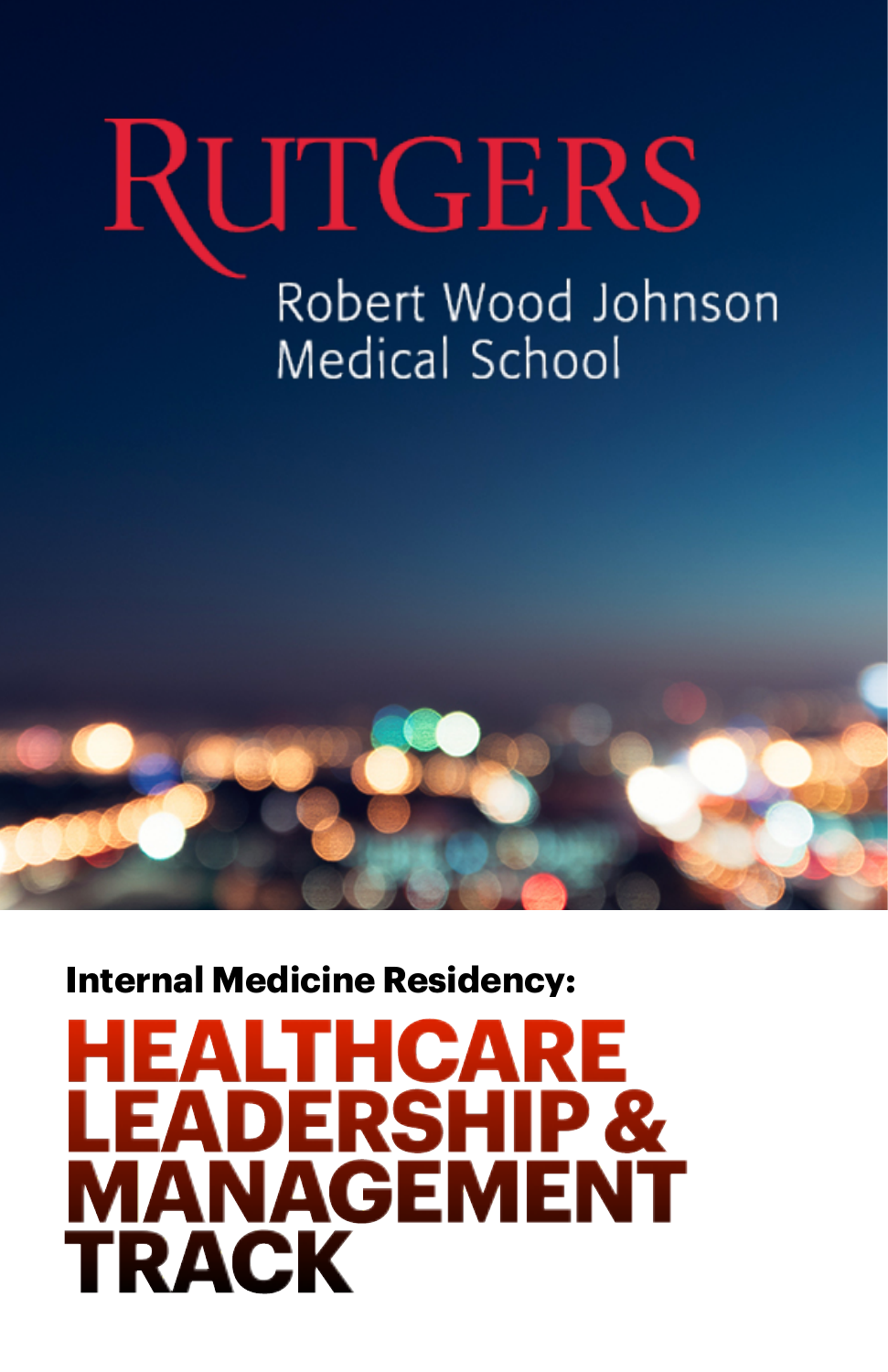RUTGERS

Robert Wood Johnson Medical School

**Internal Medicine Residency:**

# HEALTHCARE LEADERSHIP & MANAGEMENT TRACK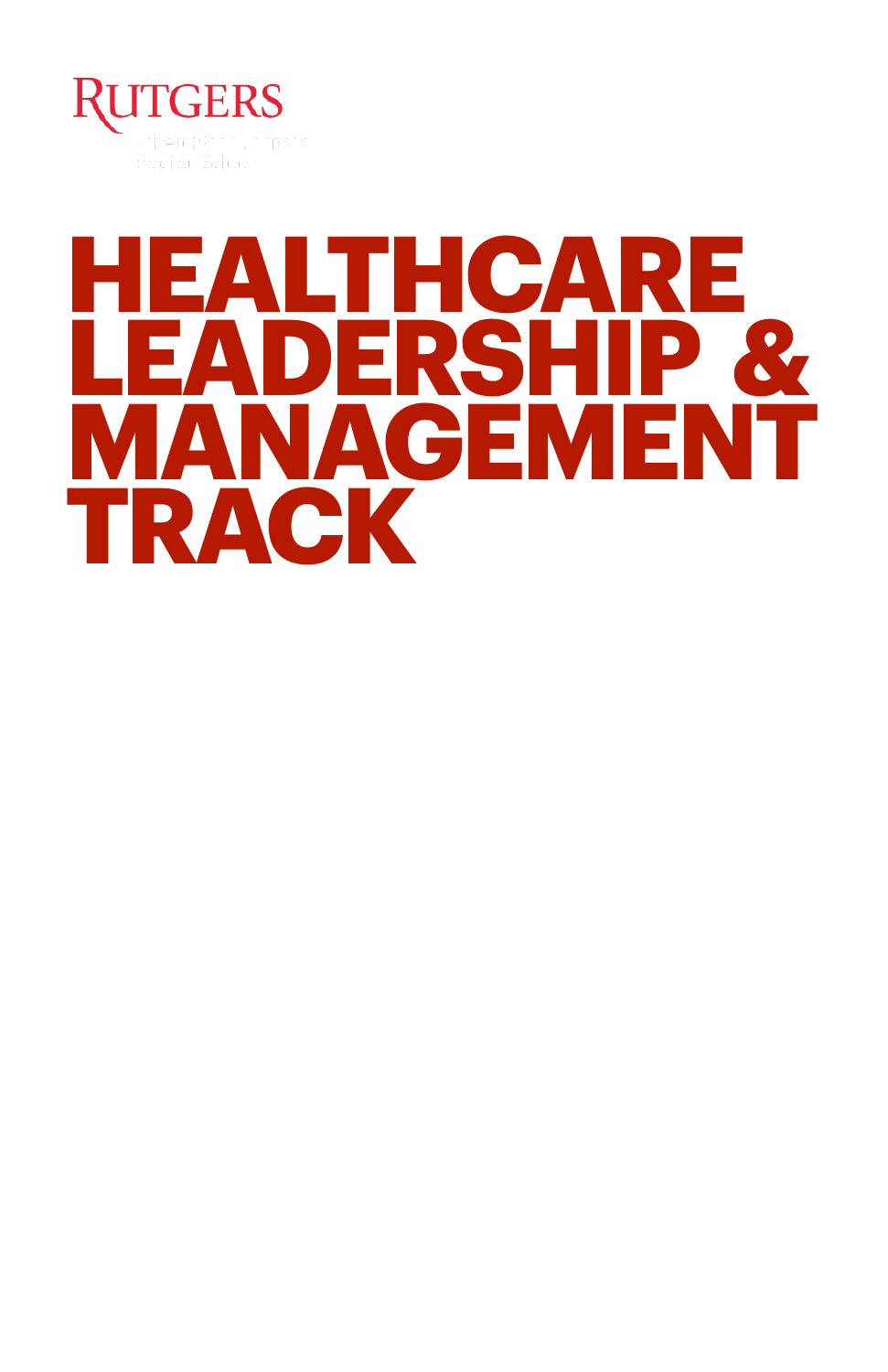RUTGERS

Robert Wood Johnson Medical School

# HEALTHCARE LEADERSHIP & MANAGEMENT TRACK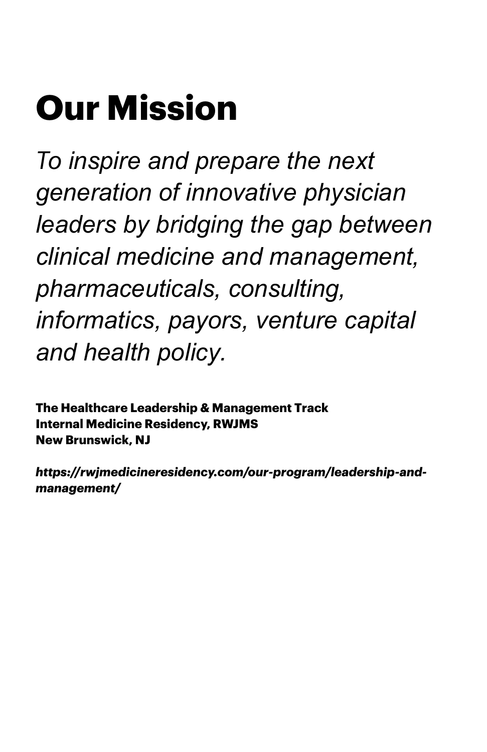# Our Mission

*To inspire and prepare the next generation of innovative physician leaders by bridging the gap between clinical medicine and management, pharmaceuticals, consulting, informatics, payors, venture capital and health policy.*

**The Healthcare Leadership & Management Track**
**Internal Medicine Residency, RWJMS**
**New Brunswick, NJ**

***https://rwjmedicineresidency.com/our-program/leadership-and-management/***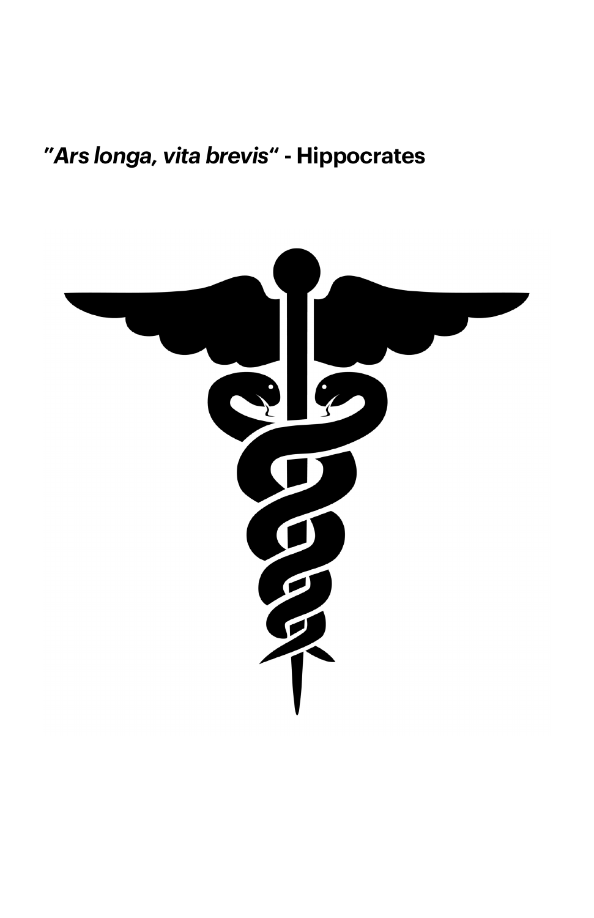*"Ars longa, vita brevis"* **- Hippocrates**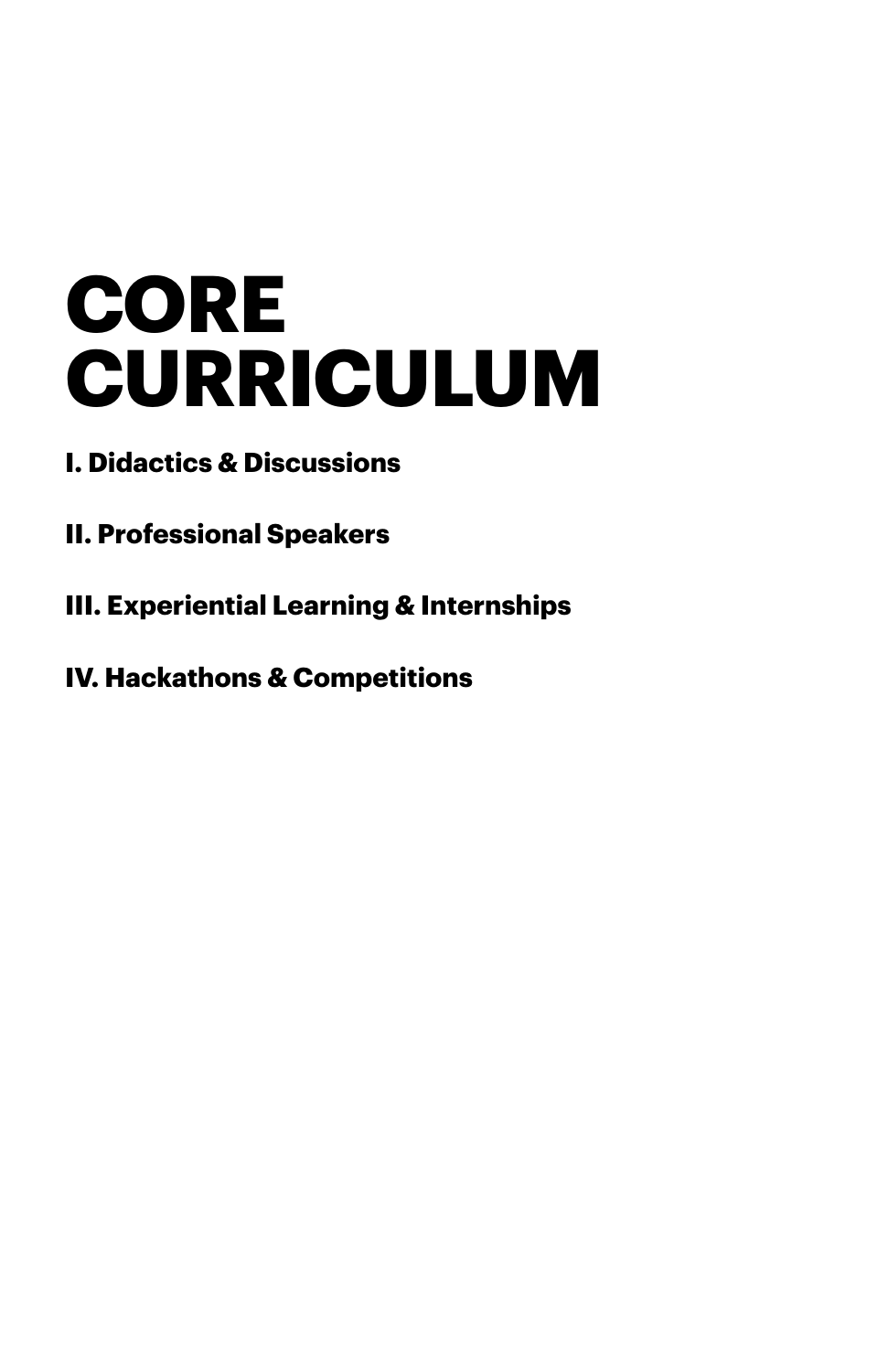# CORE CURRICULUM

**I. Didactics & Discussions**

**II. Professional Speakers**

**III. Experiential Learning & Internships**

**IV. Hackathons & Competitions**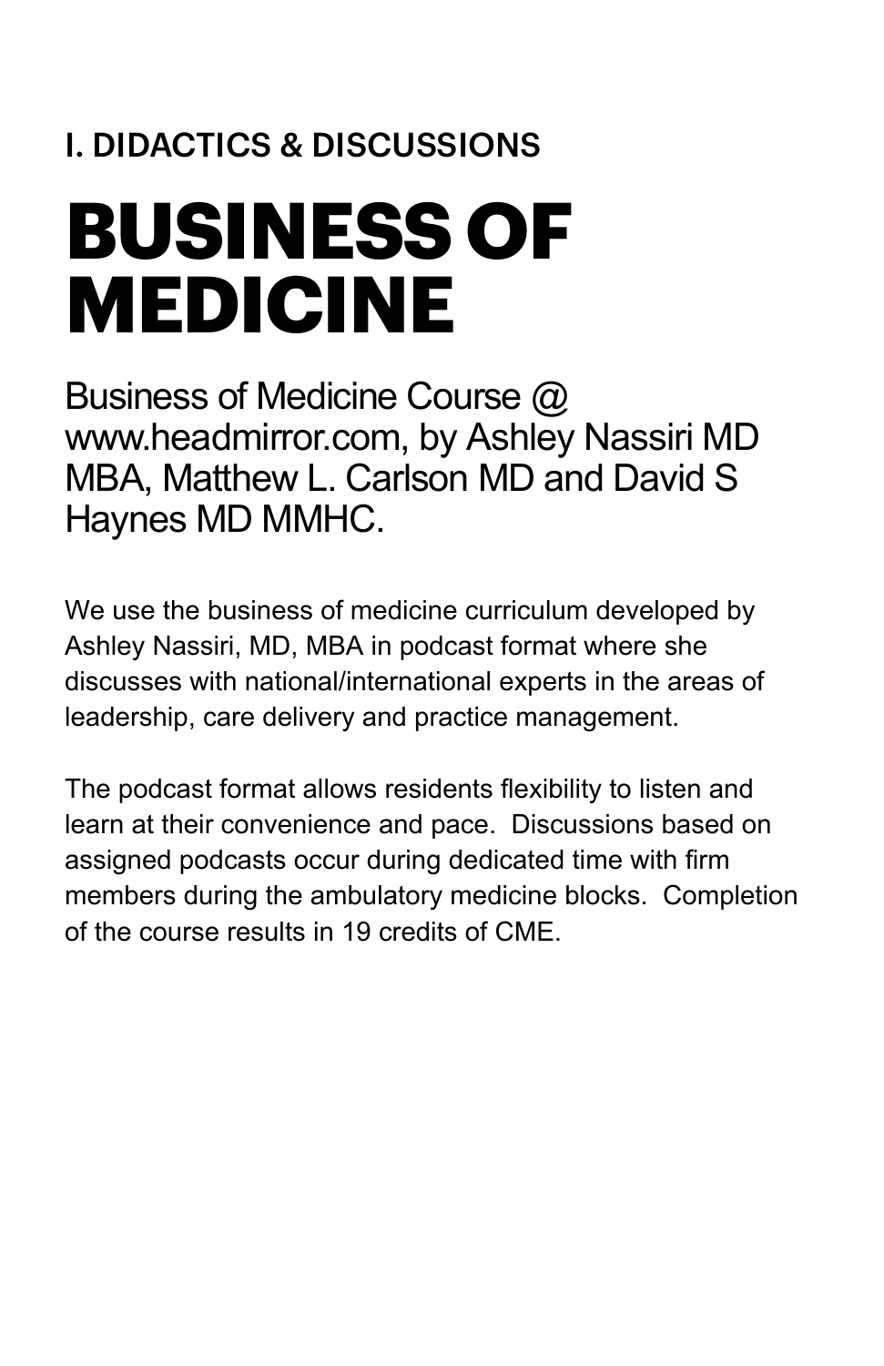### I. DIDACTICS & DISCUSSIONS

# BUSINESS OF MEDICINE

Business of Medicine Course @ www.headmirror.com, by Ashley Nassiri MD MBA, Matthew L. Carlson MD and David S Haynes MD MMHC.

We use the business of medicine curriculum developed by Ashley Nassiri, MD, MBA in podcast format where she discusses with national/international experts in the areas of leadership, care delivery and practice management.

The podcast format allows residents flexibility to listen and learn at their convenience and pace. Discussions based on assigned podcasts occur during dedicated time with firm members during the ambulatory medicine blocks. Completion of the course results in 19 credits of CME.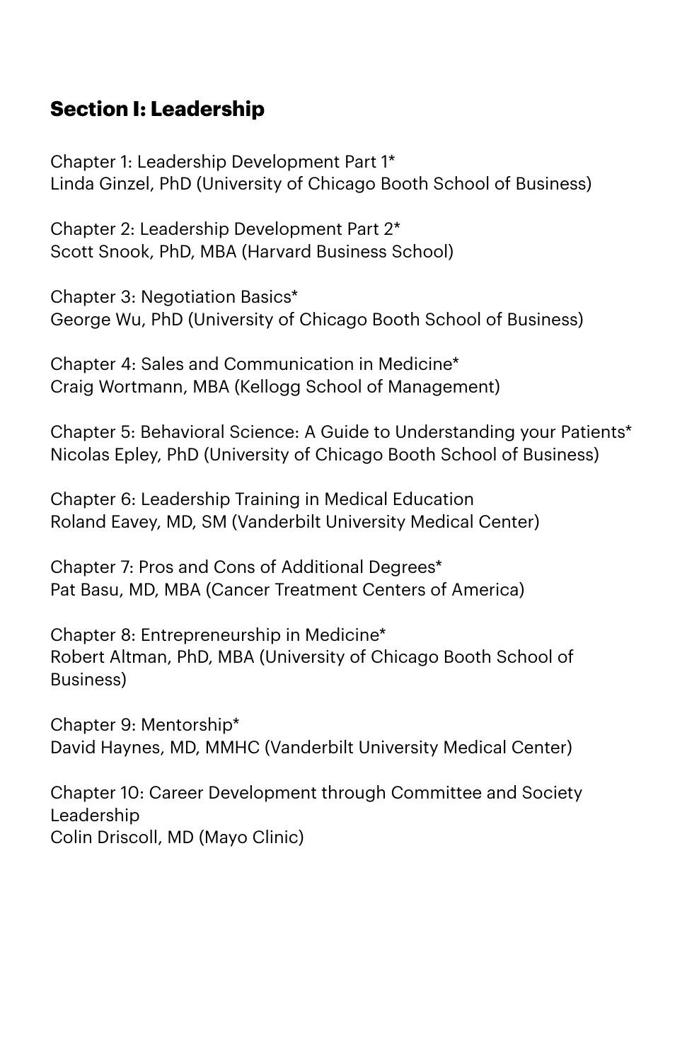## Section I: Leadership

Chapter 1: Leadership Development Part 1*
Linda Ginzel, PhD (University of Chicago Booth School of Business)

Chapter 2: Leadership Development Part 2*
Scott Snook, PhD, MBA (Harvard Business School)

Chapter 3: Negotiation Basics*
George Wu, PhD (University of Chicago Booth School of Business)

Chapter 4: Sales and Communication in Medicine*
Craig Wortmann, MBA (Kellogg School of Management)

Chapter 5: Behavioral Science: A Guide to Understanding your Patients*
Nicolas Epley, PhD (University of Chicago Booth School of Business)

Chapter 6: Leadership Training in Medical Education
Roland Eavey, MD, SM (Vanderbilt University Medical Center)

Chapter 7: Pros and Cons of Additional Degrees*
Pat Basu, MD, MBA (Cancer Treatment Centers of America)

Chapter 8: Entrepreneurship in Medicine*
Robert Altman, PhD, MBA (University of Chicago Booth School of Business)

Chapter 9: Mentorship*
David Haynes, MD, MMHC (Vanderbilt University Medical Center)

Chapter 10: Career Development through Committee and Society Leadership
Colin Driscoll, MD (Mayo Clinic)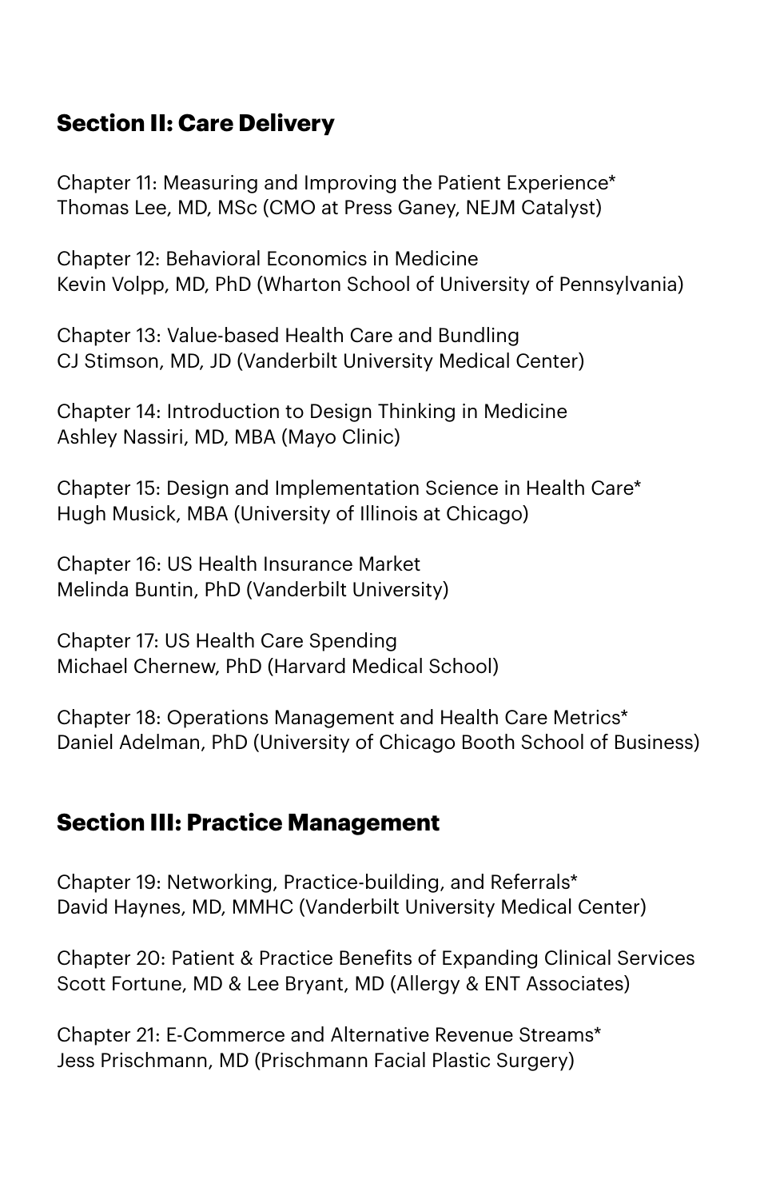## Section II: Care Delivery

Chapter 11: Measuring and Improving the Patient Experience*
Thomas Lee, MD, MSc (CMO at Press Ganey, NEJM Catalyst)

Chapter 12: Behavioral Economics in Medicine
Kevin Volpp, MD, PhD (Wharton School of University of Pennsylvania)

Chapter 13: Value-based Health Care and Bundling
CJ Stimson, MD, JD (Vanderbilt University Medical Center)

Chapter 14: Introduction to Design Thinking in Medicine
Ashley Nassiri, MD, MBA (Mayo Clinic)

Chapter 15: Design and Implementation Science in Health Care*
Hugh Musick, MBA (University of Illinois at Chicago)

Chapter 16: US Health Insurance Market
Melinda Buntin, PhD (Vanderbilt University)

Chapter 17: US Health Care Spending
Michael Chernew, PhD (Harvard Medical School)

Chapter 18: Operations Management and Health Care Metrics*
Daniel Adelman, PhD (University of Chicago Booth School of Business)

## Section III: Practice Management

Chapter 19: Networking, Practice-building, and Referrals*
David Haynes, MD, MMHC (Vanderbilt University Medical Center)

Chapter 20: Patient & Practice Benefits of Expanding Clinical Services
Scott Fortune, MD & Lee Bryant, MD (Allergy & ENT Associates)

Chapter 21: E-Commerce and Alternative Revenue Streams*
Jess Prischmann, MD (Prischmann Facial Plastic Surgery)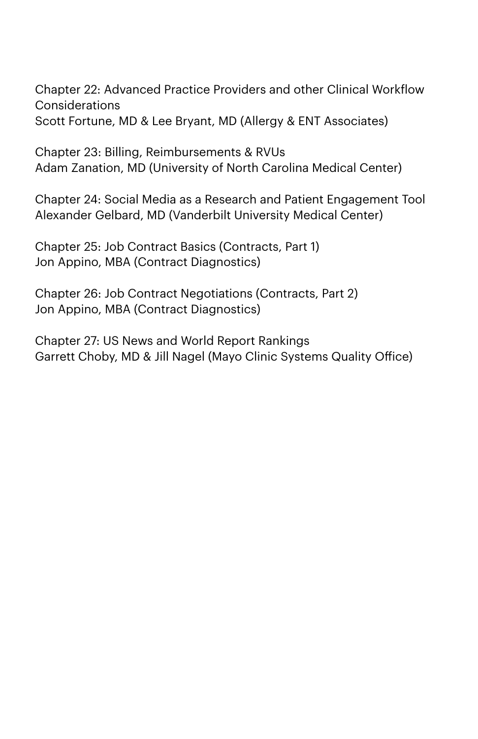Chapter 22: Advanced Practice Providers and other Clinical Workflow Considerations
Scott Fortune, MD & Lee Bryant, MD (Allergy & ENT Associates)

Chapter 23: Billing, Reimbursements & RVUs
Adam Zanation, MD (University of North Carolina Medical Center)

Chapter 24: Social Media as a Research and Patient Engagement Tool
Alexander Gelbard, MD (Vanderbilt University Medical Center)

Chapter 25: Job Contract Basics (Contracts, Part 1)
Jon Appino, MBA (Contract Diagnostics)

Chapter 26: Job Contract Negotiations (Contracts, Part 2)
Jon Appino, MBA (Contract Diagnostics)

Chapter 27: US News and World Report Rankings
Garrett Choby, MD & Jill Nagel (Mayo Clinic Systems Quality Office)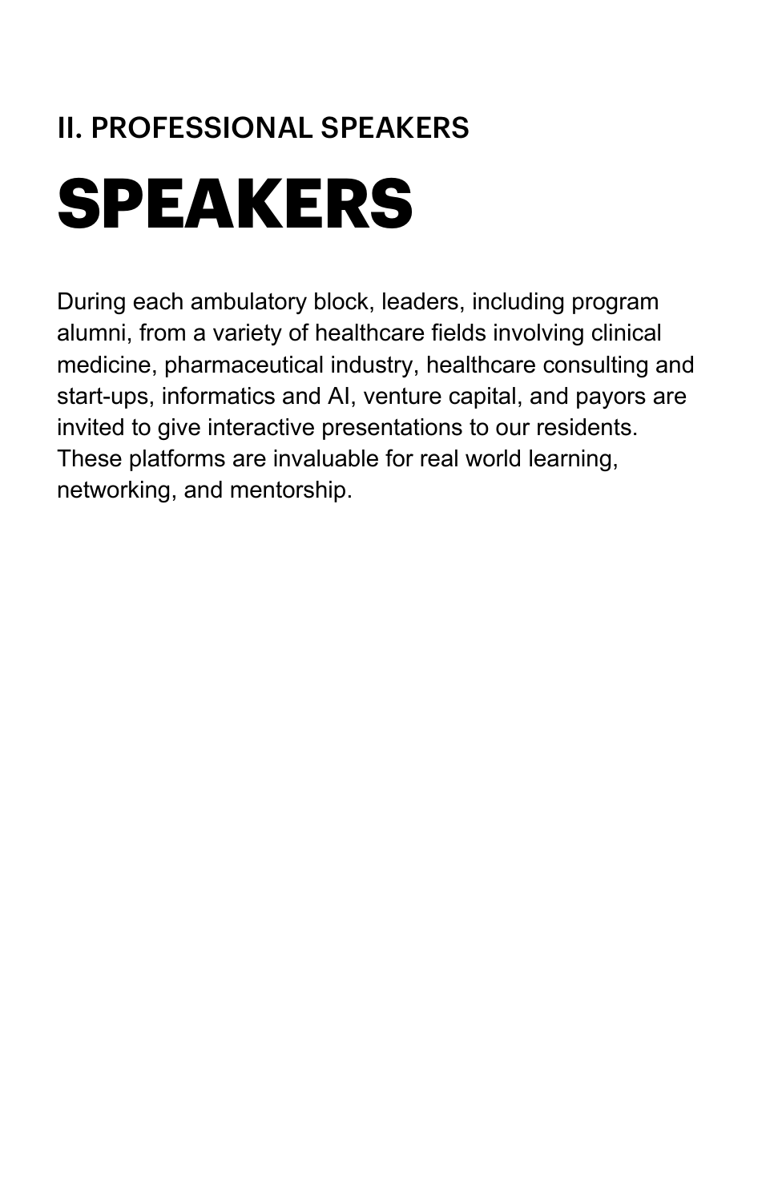## II. PROFESSIONAL SPEAKERS

# SPEAKERS

During each ambulatory block, leaders, including program alumni, from a variety of healthcare fields involving clinical medicine, pharmaceutical industry, healthcare consulting and start-ups, informatics and AI, venture capital, and payors are invited to give interactive presentations to our residents. These platforms are invaluable for real world learning, networking, and mentorship.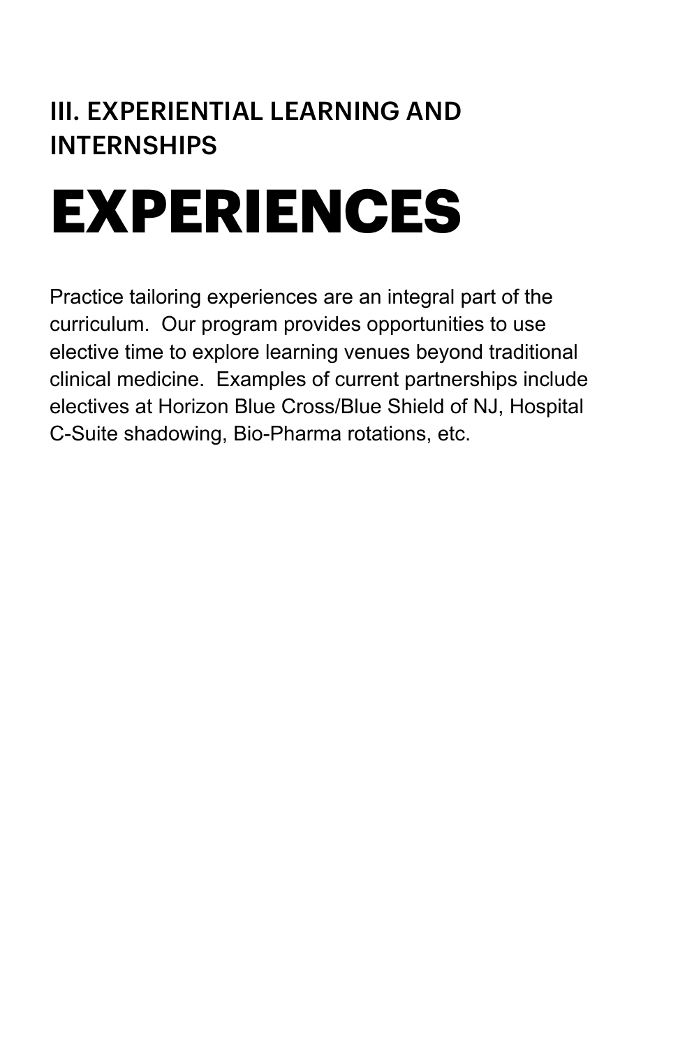## III. EXPERIENTIAL LEARNING AND INTERNSHIPS

# EXPERIENCES

Practice tailoring experiences are an integral part of the curriculum. Our program provides opportunities to use elective time to explore learning venues beyond traditional clinical medicine. Examples of current partnerships include electives at Horizon Blue Cross/Blue Shield of NJ, Hospital C-Suite shadowing, Bio-Pharma rotations, etc.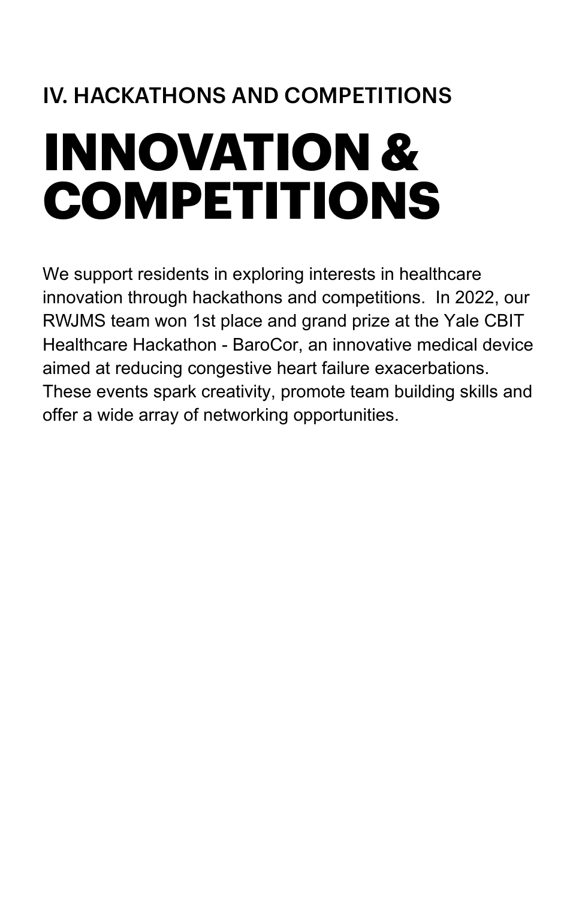## IV. HACKATHONS AND COMPETITIONS

# INNOVATION & COMPETITIONS

We support residents in exploring interests in healthcare innovation through hackathons and competitions. In 2022, our RWJMS team won 1st place and grand prize at the Yale CBIT Healthcare Hackathon - BaroCor, an innovative medical device aimed at reducing congestive heart failure exacerbations. These events spark creativity, promote team building skills and offer a wide array of networking opportunities.